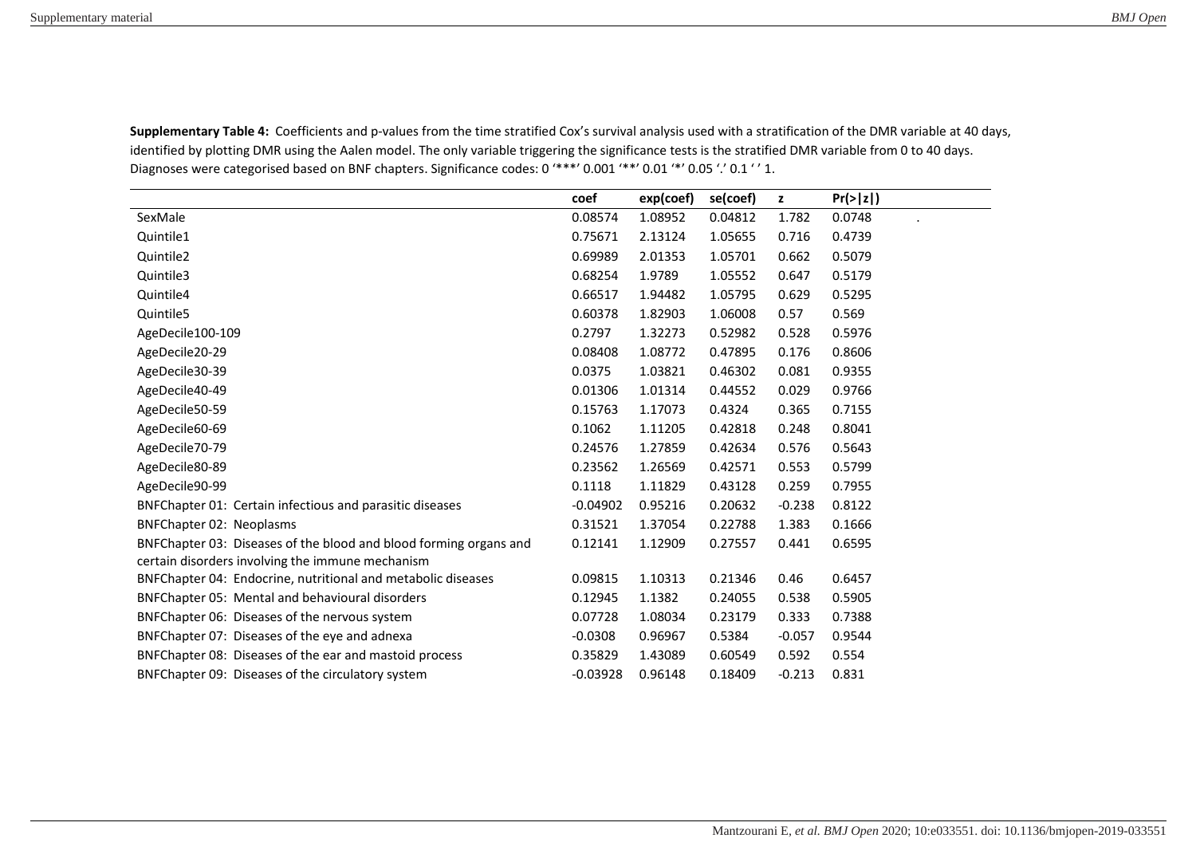**Supplementary Table 4:** Coefficients and p-values from the time stratified Cox's survival analysis used with a stratification of the DMR variable at 40 days, identified by plotting DMR using the Aalen model. The only variable triggering the significance tests is the stratified DMR variable from 0 to 40 days. Diagnoses were categorised based on BNF chapters. Significance codes: 0 '***' 0.001 '**' 0.01 '*' 0.05 '.' 0.1 ' ' 1.

| | coef | exp(coef) | se(coef) | z | Pr(>\|z\|) | |
|---|---|---|---|---|---|---|
| SexMale | 0.08574 | 1.08952 | 0.04812 | 1.782 | 0.0748 | . |
| Quintile1 | 0.75671 | 2.13124 | 1.05655 | 0.716 | 0.4739 | |
| Quintile2 | 0.69989 | 2.01353 | 1.05701 | 0.662 | 0.5079 | |
| Quintile3 | 0.68254 | 1.9789 | 1.05552 | 0.647 | 0.5179 | |
| Quintile4 | 0.66517 | 1.94482 | 1.05795 | 0.629 | 0.5295 | |
| Quintile5 | 0.60378 | 1.82903 | 1.06008 | 0.57 | 0.569 | |
| AgeDecile100-109 | 0.2797 | 1.32273 | 0.52982 | 0.528 | 0.5976 | |
| AgeDecile20-29 | 0.08408 | 1.08772 | 0.47895 | 0.176 | 0.8606 | |
| AgeDecile30-39 | 0.0375 | 1.03821 | 0.46302 | 0.081 | 0.9355 | |
| AgeDecile40-49 | 0.01306 | 1.01314 | 0.44552 | 0.029 | 0.9766 | |
| AgeDecile50-59 | 0.15763 | 1.17073 | 0.4324 | 0.365 | 0.7155 | |
| AgeDecile60-69 | 0.1062 | 1.11205 | 0.42818 | 0.248 | 0.8041 | |
| AgeDecile70-79 | 0.24576 | 1.27859 | 0.42634 | 0.576 | 0.5643 | |
| AgeDecile80-89 | 0.23562 | 1.26569 | 0.42571 | 0.553 | 0.5799 | |
| AgeDecile90-99 | 0.1118 | 1.11829 | 0.43128 | 0.259 | 0.7955 | |
| BNFChapter 01: Certain infectious and parasitic diseases | -0.04902 | 0.95216 | 0.20632 | -0.238 | 0.8122 | |
| BNFChapter 02: Neoplasms | 0.31521 | 1.37054 | 0.22788 | 1.383 | 0.1666 | |
| BNFChapter 03: Diseases of the blood and blood forming organs and certain disorders involving the immune mechanism | 0.12141 | 1.12909 | 0.27557 | 0.441 | 0.6595 | |
| BNFChapter 04: Endocrine, nutritional and metabolic diseases | 0.09815 | 1.10313 | 0.21346 | 0.46 | 0.6457 | |
| BNFChapter 05: Mental and behavioural disorders | 0.12945 | 1.1382 | 0.24055 | 0.538 | 0.5905 | |
| BNFChapter 06: Diseases of the nervous system | 0.07728 | 1.08034 | 0.23179 | 0.333 | 0.7388 | |
| BNFChapter 07: Diseases of the eye and adnexa | -0.0308 | 0.96967 | 0.5384 | -0.057 | 0.9544 | |
| BNFChapter 08: Diseases of the ear and mastoid process | 0.35829 | 1.43089 | 0.60549 | 0.592 | 0.554 | |
| BNFChapter 09: Diseases of the circulatory system | -0.03928 | 0.96148 | 0.18409 | -0.213 | 0.831 | |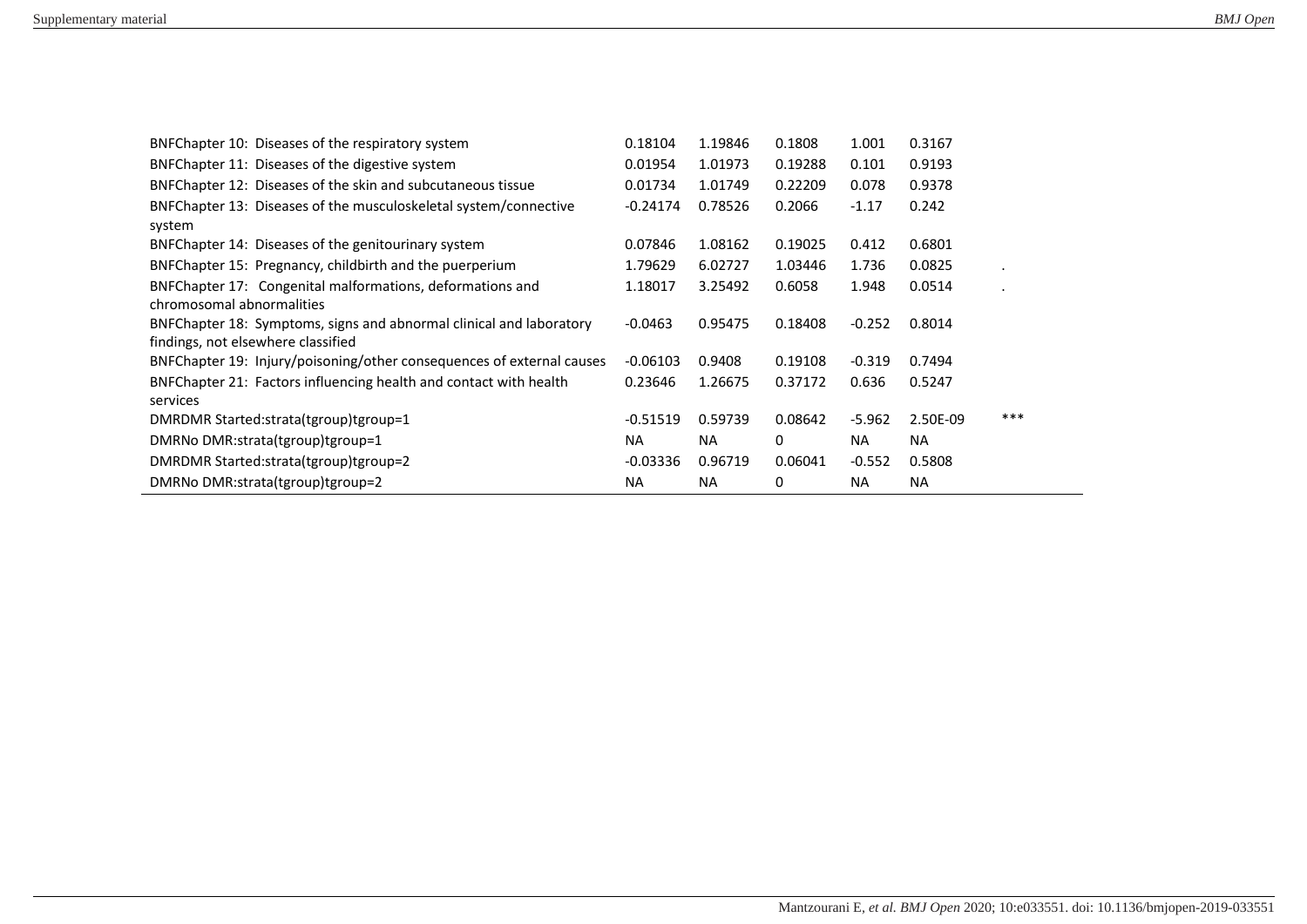| | | | | | | |
|---|---|---|---|---|---|---|
| BNFChapter 10: Diseases of the respiratory system | 0.18104 | 1.19846 | 0.1808 | 1.001 | 0.3167 | |
| BNFChapter 11: Diseases of the digestive system | 0.01954 | 1.01973 | 0.19288 | 0.101 | 0.9193 | |
| BNFChapter 12: Diseases of the skin and subcutaneous tissue | 0.01734 | 1.01749 | 0.22209 | 0.078 | 0.9378 | |
| BNFChapter 13: Diseases of the musculoskeletal system/connective system | -0.24174 | 0.78526 | 0.2066 | -1.17 | 0.242 | |
| BNFChapter 14: Diseases of the genitourinary system | 0.07846 | 1.08162 | 0.19025 | 0.412 | 0.6801 | |
| BNFChapter 15: Pregnancy, childbirth and the puerperium | 1.79629 | 6.02727 | 1.03446 | 1.736 | 0.0825 | . |
| BNFChapter 17: Congenital malformations, deformations and chromosomal abnormalities | 1.18017 | 3.25492 | 0.6058 | 1.948 | 0.0514 | . |
| BNFChapter 18: Symptoms, signs and abnormal clinical and laboratory findings, not elsewhere classified | -0.0463 | 0.95475 | 0.18408 | -0.252 | 0.8014 | |
| BNFChapter 19: Injury/poisoning/other consequences of external causes | -0.06103 | 0.9408 | 0.19108 | -0.319 | 0.7494 | |
| BNFChapter 21: Factors influencing health and contact with health services | 0.23646 | 1.26675 | 0.37172 | 0.636 | 0.5247 | |
| DMRDMR Started:strata(tgroup)tgroup=1 | -0.51519 | 0.59739 | 0.08642 | -5.962 | 2.50E-09 | *** |
| DMRNo DMR:strata(tgroup)tgroup=1 | NA | NA | 0 | NA | NA | |
| DMRDMR Started:strata(tgroup)tgroup=2 | -0.03336 | 0.96719 | 0.06041 | -0.552 | 0.5808 | |
| DMRNo DMR:strata(tgroup)tgroup=2 | NA | NA | 0 | NA | NA | |